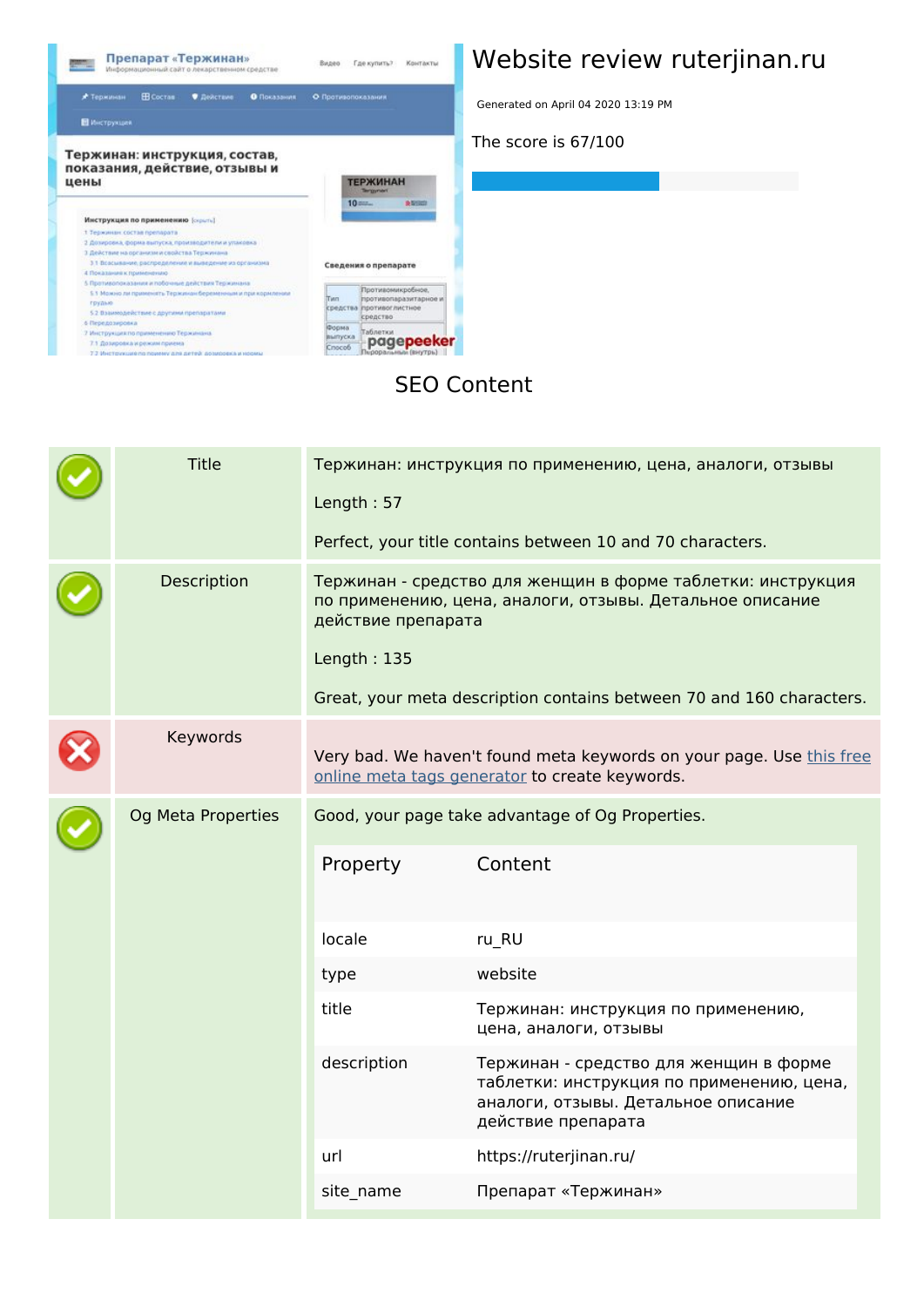# Website review ruterjinan.ru

Generated on April 04 2020 13:19 PM

The score is 67/100

## SEO Content

| | | |
|---|---|---|
| | Title | Тержинан: инструкция по применению, цена, аналоги, отзывы<br><br>Length : 57<br><br>Perfect, your title contains between 10 and 70 characters. |
| | Description | Тержинан - средство для женщин в форме таблетки: инструкция по применению, цена, аналоги, отзывы. Детальное описание действие препарата<br><br>Length : 135<br><br>Great, your meta description contains between 70 and 160 characters. |
| | Keywords | Very bad. We haven't found meta keywords on your page. Use [this free online meta tags generator]() to create keywords. |
| | Og Meta Properties | Good, your page take advantage of Og Properties. |

| Property | Content |
|---|---|
| locale | ru_RU |
| type | website |
| title | Тержинан: инструкция по применению, цена, аналоги, отзывы |
| description | Тержинан - средство для женщин в форме таблетки: инструкция по применению, цена, аналоги, отзывы. Детальное описание действие препарата |
| url | https://ruterjinan.ru/ |
| site_name | Препарат «Тержинан» |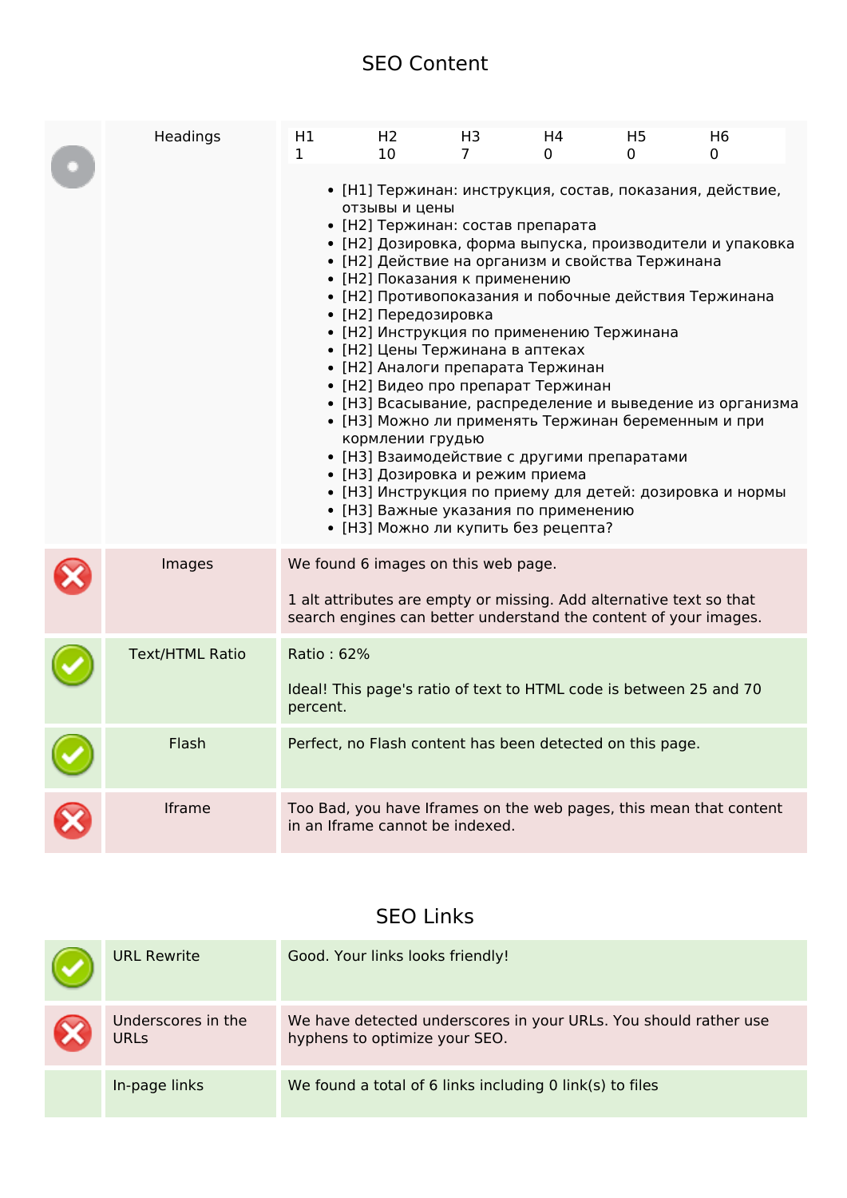## SEO Content

| | | |
|---|---|---|
| | Headings | H1: 1, H2: 10, H3: 7, H4: 0, H5: 0, H6: 0 |
| | Images | We found 6 images on this web page. 1 alt attributes are empty or missing. Add alternative text so that search engines can better understand the content of your images. |
| | Text/HTML Ratio | Ratio : 62%. Ideal! This page's ratio of text to HTML code is between 25 and 70 percent. |
| | Flash | Perfect, no Flash content has been detected on this page. |
| | Iframe | Too Bad, you have Iframes on the web pages, this mean that content in an Iframe cannot be indexed. |

| H1 | H2 | H3 | H4 | H5 | H6 |
|---|---|---|---|---|---|
| 1 | 10 | 7 | 0 | 0 | 0 |

- [H1] Тержинан: инструкция, состав, показания, действие, отзывы и цены
- [H2] Тержинан: состав препарата
- [H2] Дозировка, форма выпуска, производители и упаковка
- [H2] Действие на организм и свойства Тержинана
- [H2] Показания к применению
- [H2] Противопоказания и побочные действия Тержинана
- [H2] Передозировка
- [H2] Инструкция по применению Тержинана
- [H2] Цены Тержинана в аптеках
- [H2] Аналоги препарата Тержинан
- [H2] Видео про препарат Тержинан
- [H3] Всасывание, распределение и выведение из организма
- [H3] Можно ли применять Тержинан беременным и при кормлении грудью
- [H3] Взаимодействие с другими препаратами
- [H3] Дозировка и режим приема
- [H3] Инструкция по приему для детей: дозировка и нормы
- [H3] Важные указания по применению
- [H3] Можно ли купить без рецепта?

## SEO Links

| | | |
|---|---|---|
| | URL Rewrite | Good. Your links looks friendly! |
| | Underscores in the URLs | We have detected underscores in your URLs. You should rather use hyphens to optimize your SEO. |
| | In-page links | We found a total of 6 links including 0 link(s) to files |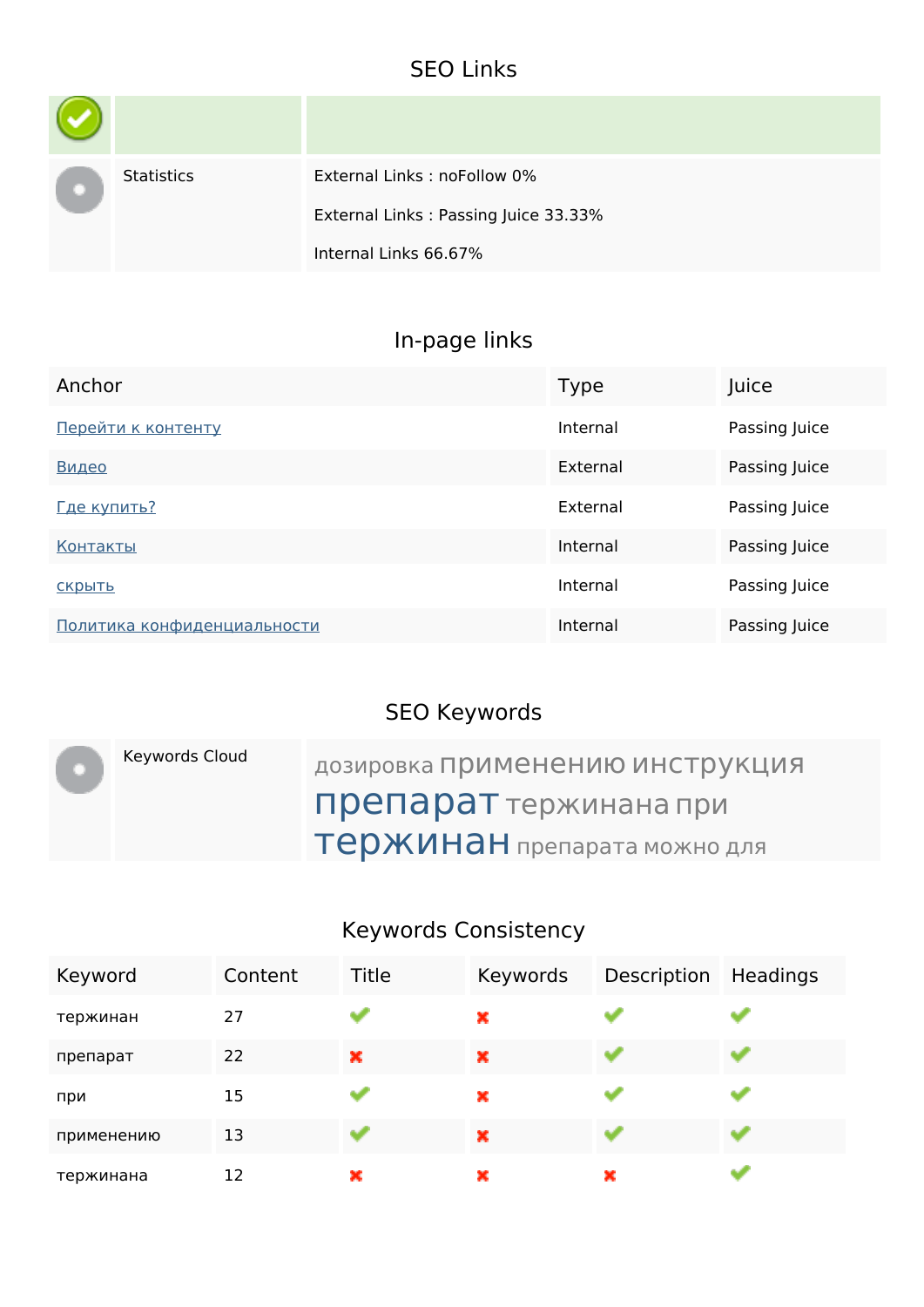## SEO Links

| | | |
|---|---|---|
| ✔ | | |
| | Statistics | External Links : noFollow 0%<br>External Links : Passing Juice 33.33%<br>Internal Links 66.67% |

## In-page links

| Anchor | Type | Juice |
|---|---|---|
| Перейти к контенту | Internal | Passing Juice |
| Видео | External | Passing Juice |
| Где купить? | External | Passing Juice |
| Контакты | Internal | Passing Juice |
| скрыть | Internal | Passing Juice |
| Политика конфиденциальности | Internal | Passing Juice |

## SEO Keywords

| | | |
|---|---|---|
| | Keywords Cloud | дозировка применению инструкция препарат тержинана при тержинан препарата можно для |

## Keywords Consistency

| Keyword | Content | Title | Keywords | Description | Headings |
|---|---|---|---|---|---|
| тержинан | 27 | ✔ | ✖ | ✔ | ✔ |
| препарат | 22 | ✖ | ✖ | ✔ | ✔ |
| при | 15 | ✔ | ✖ | ✔ | ✔ |
| применению | 13 | ✔ | ✖ | ✔ | ✔ |
| тержинана | 12 | ✖ | ✖ | ✖ | ✔ |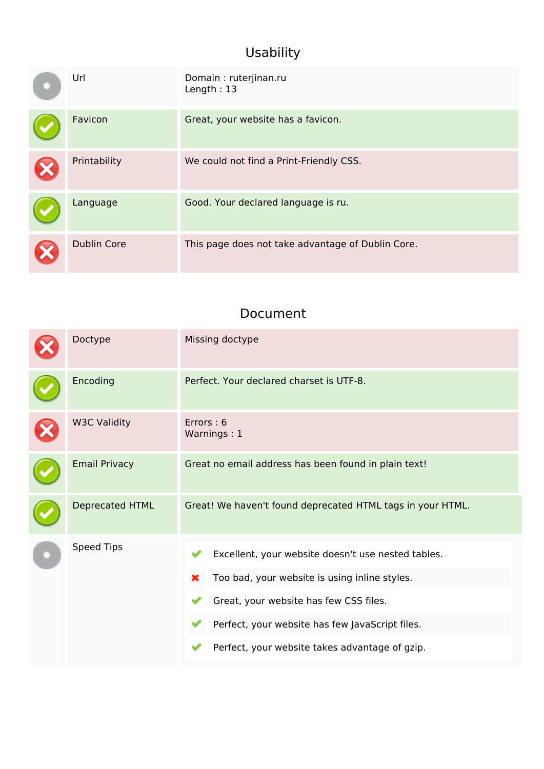## Usability

| | | |
|---|---|---|
| | Url | Domain : ruterjinan.ru<br>Length : 13 |
| | Favicon | Great, your website has a favicon. |
| | Printability | We could not find a Print-Friendly CSS. |
| | Language | Good. Your declared language is ru. |
| | Dublin Core | This page does not take advantage of Dublin Core. |

## Document

| | | |
|---|---|---|
| | Doctype | Missing doctype |
| | Encoding | Perfect. Your declared charset is UTF-8. |
| | W3C Validity | Errors : 6<br>Warnings : 1 |
| | Email Privacy | Great no email address has been found in plain text! |
| | Deprecated HTML | Great! We haven't found deprecated HTML tags in your HTML. |
| | Speed Tips | Excellent, your website doesn't use nested tables.<br>Too bad, your website is using inline styles.<br>Great, your website has few CSS files.<br>Perfect, your website has few JavaScript files.<br>Perfect, your website takes advantage of gzip. |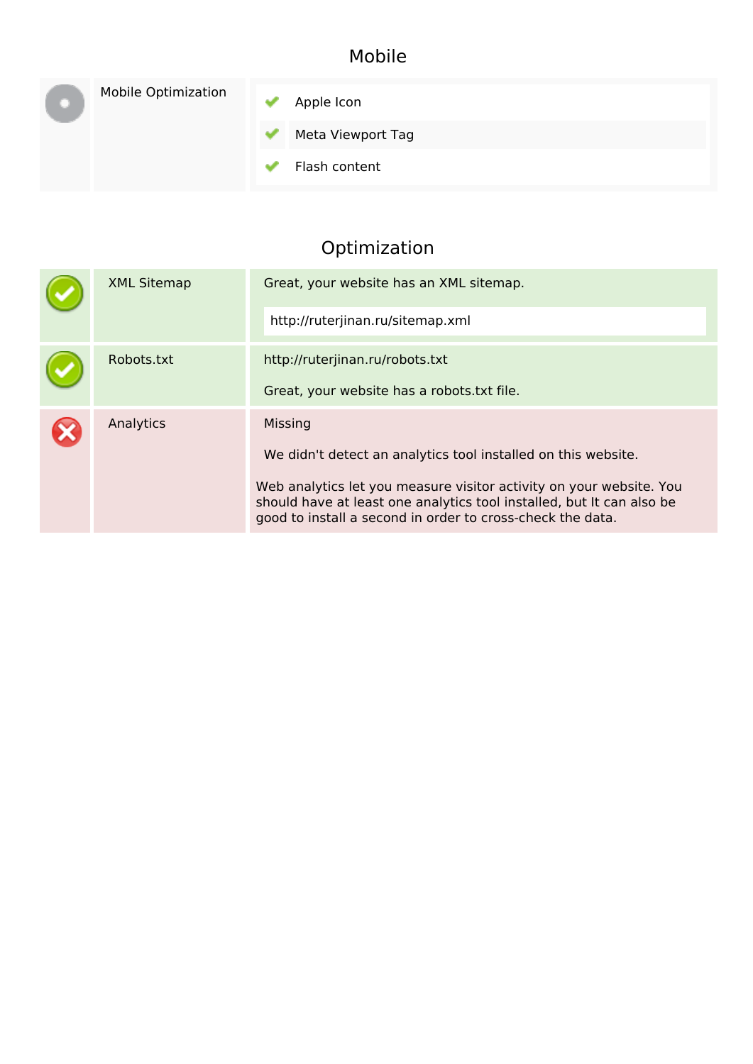## Mobile

| | | |
|---|---|---|
| | Mobile Optimization | Apple Icon<br>Meta Viewport Tag<br>Flash content |

## Optimization

| | | |
|---|---|---|
| | XML Sitemap | Great, your website has an XML sitemap.<br><br>http://ruterjinan.ru/sitemap.xml |
| | Robots.txt | http://ruterjinan.ru/robots.txt<br><br>Great, your website has a robots.txt file. |
| | Analytics | Missing<br><br>We didn't detect an analytics tool installed on this website.<br><br>Web analytics let you measure visitor activity on your website. You should have at least one analytics tool installed, but It can also be good to install a second in order to cross-check the data. |